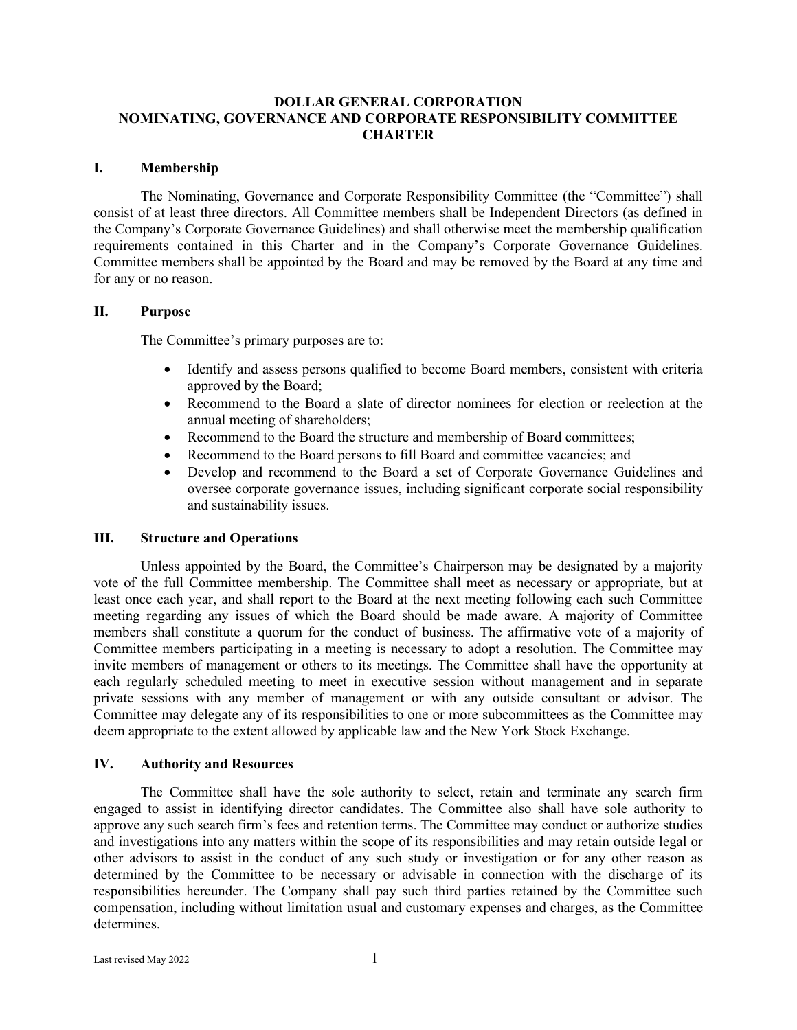# DOLLAR GENERAL CORPORATION
# NOMINATING, GOVERNANCE AND CORPORATE RESPONSIBILITY COMMITTEE CHARTER

## I. Membership

The Nominating, Governance and Corporate Responsibility Committee (the "Committee") shall consist of at least three directors. All Committee members shall be Independent Directors (as defined in the Company's Corporate Governance Guidelines) and shall otherwise meet the membership qualification requirements contained in this Charter and in the Company's Corporate Governance Guidelines. Committee members shall be appointed by the Board and may be removed by the Board at any time and for any or no reason.

## II. Purpose

The Committee's primary purposes are to:

- Identify and assess persons qualified to become Board members, consistent with criteria approved by the Board;
- Recommend to the Board a slate of director nominees for election or reelection at the annual meeting of shareholders;
- Recommend to the Board the structure and membership of Board committees;
- Recommend to the Board persons to fill Board and committee vacancies; and
- Develop and recommend to the Board a set of Corporate Governance Guidelines and oversee corporate governance issues, including significant corporate social responsibility and sustainability issues.

## III. Structure and Operations

Unless appointed by the Board, the Committee's Chairperson may be designated by a majority vote of the full Committee membership. The Committee shall meet as necessary or appropriate, but at least once each year, and shall report to the Board at the next meeting following each such Committee meeting regarding any issues of which the Board should be made aware. A majority of Committee members shall constitute a quorum for the conduct of business. The affirmative vote of a majority of Committee members participating in a meeting is necessary to adopt a resolution. The Committee may invite members of management or others to its meetings. The Committee shall have the opportunity at each regularly scheduled meeting to meet in executive session without management and in separate private sessions with any member of management or with any outside consultant or advisor. The Committee may delegate any of its responsibilities to one or more subcommittees as the Committee may deem appropriate to the extent allowed by applicable law and the New York Stock Exchange.

## IV. Authority and Resources

The Committee shall have the sole authority to select, retain and terminate any search firm engaged to assist in identifying director candidates. The Committee also shall have sole authority to approve any such search firm's fees and retention terms. The Committee may conduct or authorize studies and investigations into any matters within the scope of its responsibilities and may retain outside legal or other advisors to assist in the conduct of any such study or investigation or for any other reason as determined by the Committee to be necessary or advisable in connection with the discharge of its responsibilities hereunder. The Company shall pay such third parties retained by the Committee such compensation, including without limitation usual and customary expenses and charges, as the Committee determines.

Last revised May 2022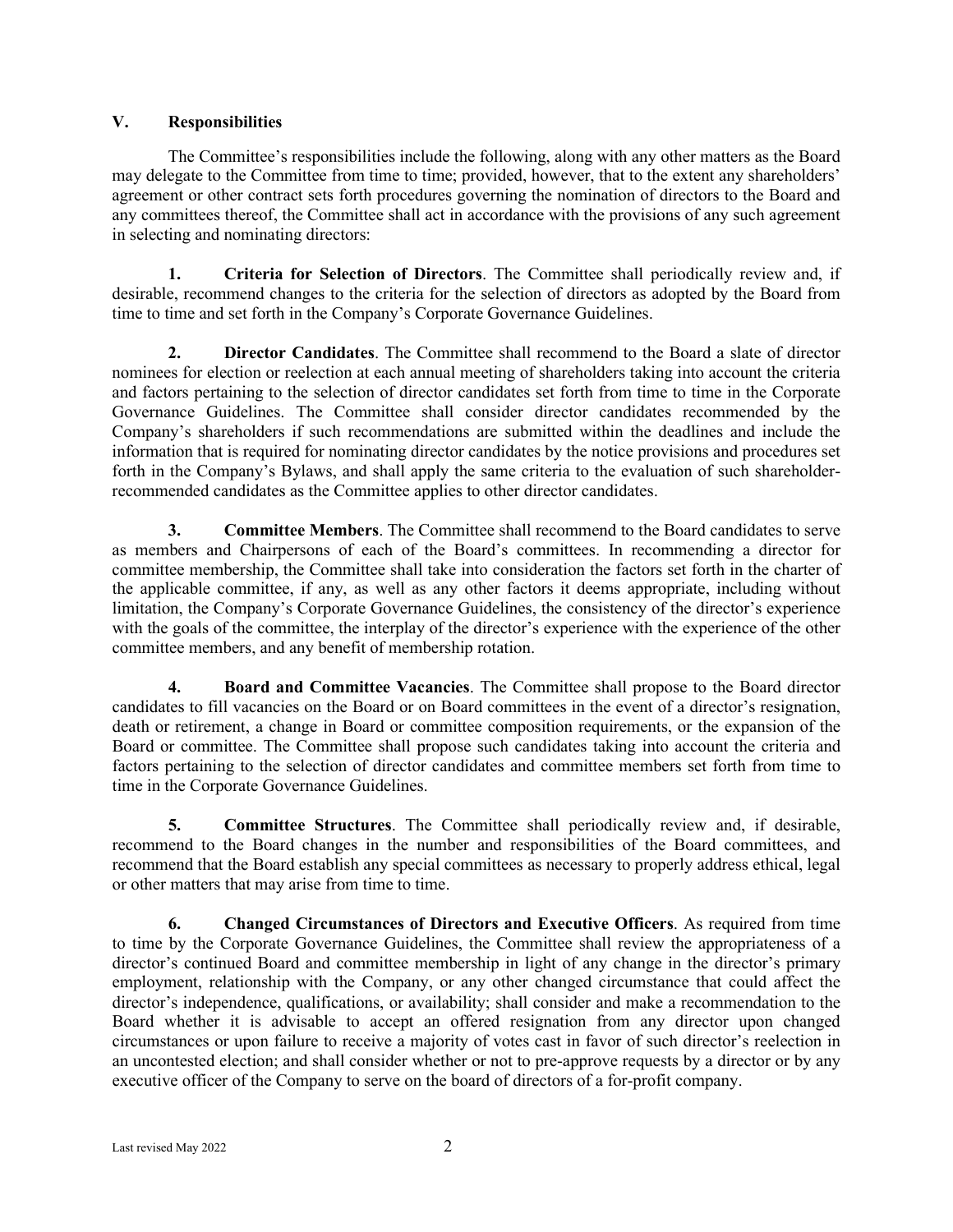## V. Responsibilities

The Committee's responsibilities include the following, along with any other matters as the Board may delegate to the Committee from time to time; provided, however, that to the extent any shareholders' agreement or other contract sets forth procedures governing the nomination of directors to the Board and any committees thereof, the Committee shall act in accordance with the provisions of any such agreement in selecting and nominating directors:

**1. Criteria for Selection of Directors**. The Committee shall periodically review and, if desirable, recommend changes to the criteria for the selection of directors as adopted by the Board from time to time and set forth in the Company's Corporate Governance Guidelines.

**2. Director Candidates**. The Committee shall recommend to the Board a slate of director nominees for election or reelection at each annual meeting of shareholders taking into account the criteria and factors pertaining to the selection of director candidates set forth from time to time in the Corporate Governance Guidelines. The Committee shall consider director candidates recommended by the Company's shareholders if such recommendations are submitted within the deadlines and include the information that is required for nominating director candidates by the notice provisions and procedures set forth in the Company's Bylaws, and shall apply the same criteria to the evaluation of such shareholder-recommended candidates as the Committee applies to other director candidates.

**3. Committee Members**. The Committee shall recommend to the Board candidates to serve as members and Chairpersons of each of the Board's committees. In recommending a director for committee membership, the Committee shall take into consideration the factors set forth in the charter of the applicable committee, if any, as well as any other factors it deems appropriate, including without limitation, the Company's Corporate Governance Guidelines, the consistency of the director's experience with the goals of the committee, the interplay of the director's experience with the experience of the other committee members, and any benefit of membership rotation.

**4. Board and Committee Vacancies**. The Committee shall propose to the Board director candidates to fill vacancies on the Board or on Board committees in the event of a director's resignation, death or retirement, a change in Board or committee composition requirements, or the expansion of the Board or committee. The Committee shall propose such candidates taking into account the criteria and factors pertaining to the selection of director candidates and committee members set forth from time to time in the Corporate Governance Guidelines.

**5. Committee Structures**. The Committee shall periodically review and, if desirable, recommend to the Board changes in the number and responsibilities of the Board committees, and recommend that the Board establish any special committees as necessary to properly address ethical, legal or other matters that may arise from time to time.

**6. Changed Circumstances of Directors and Executive Officers**. As required from time to time by the Corporate Governance Guidelines, the Committee shall review the appropriateness of a director's continued Board and committee membership in light of any change in the director's primary employment, relationship with the Company, or any other changed circumstance that could affect the director's independence, qualifications, or availability; shall consider and make a recommendation to the Board whether it is advisable to accept an offered resignation from any director upon changed circumstances or upon failure to receive a majority of votes cast in favor of such director's reelection in an uncontested election; and shall consider whether or not to pre-approve requests by a director or by any executive officer of the Company to serve on the board of directors of a for-profit company.

Last revised May 2022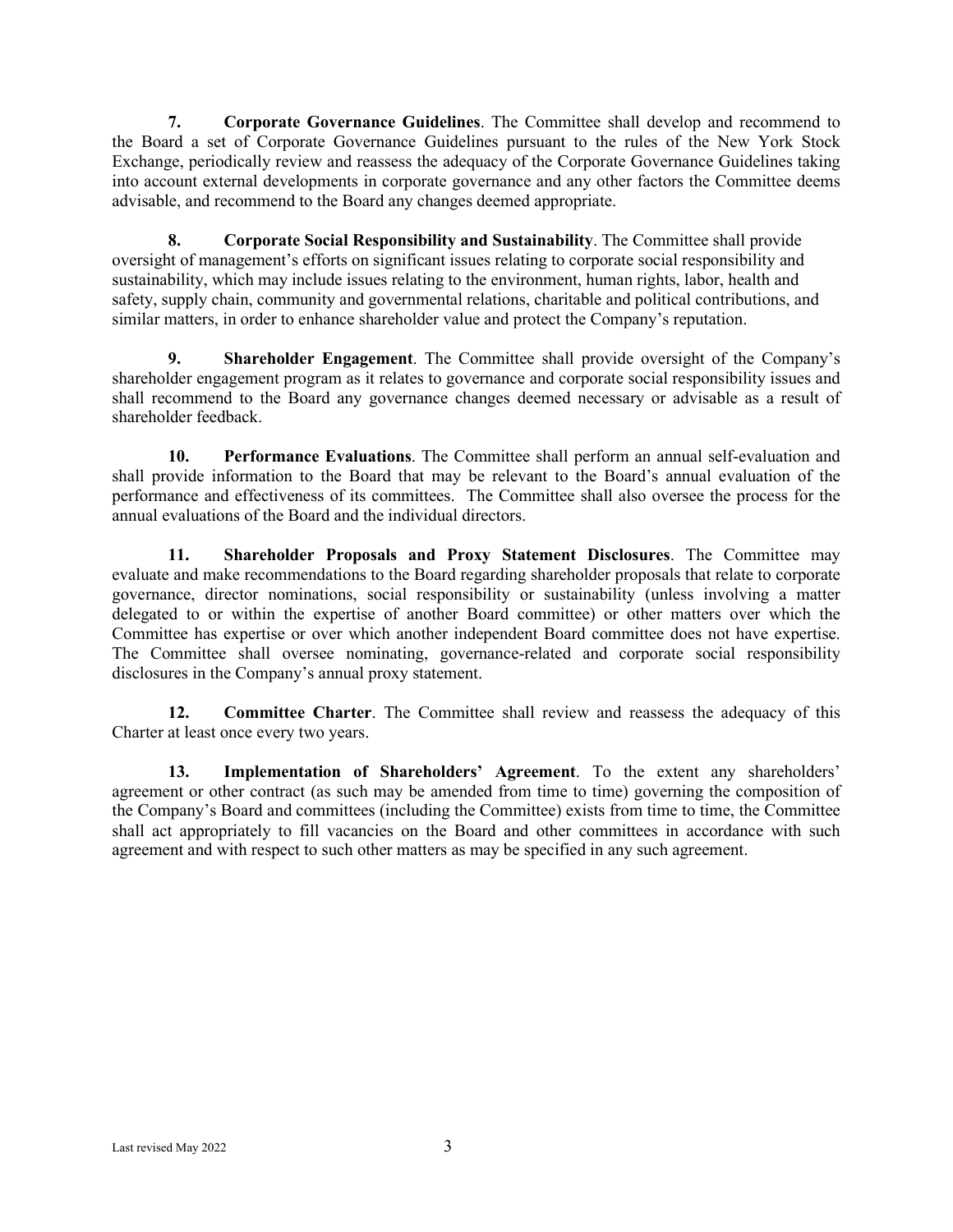**7. Corporate Governance Guidelines**. The Committee shall develop and recommend to the Board a set of Corporate Governance Guidelines pursuant to the rules of the New York Stock Exchange, periodically review and reassess the adequacy of the Corporate Governance Guidelines taking into account external developments in corporate governance and any other factors the Committee deems advisable, and recommend to the Board any changes deemed appropriate.

**8. Corporate Social Responsibility and Sustainability**. The Committee shall provide oversight of management's efforts on significant issues relating to corporate social responsibility and sustainability, which may include issues relating to the environment, human rights, labor, health and safety, supply chain, community and governmental relations, charitable and political contributions, and similar matters, in order to enhance shareholder value and protect the Company's reputation.

**9. Shareholder Engagement**. The Committee shall provide oversight of the Company's shareholder engagement program as it relates to governance and corporate social responsibility issues and shall recommend to the Board any governance changes deemed necessary or advisable as a result of shareholder feedback.

**10. Performance Evaluations**. The Committee shall perform an annual self-evaluation and shall provide information to the Board that may be relevant to the Board's annual evaluation of the performance and effectiveness of its committees. The Committee shall also oversee the process for the annual evaluations of the Board and the individual directors.

**11. Shareholder Proposals and Proxy Statement Disclosures**. The Committee may evaluate and make recommendations to the Board regarding shareholder proposals that relate to corporate governance, director nominations, social responsibility or sustainability (unless involving a matter delegated to or within the expertise of another Board committee) or other matters over which the Committee has expertise or over which another independent Board committee does not have expertise. The Committee shall oversee nominating, governance-related and corporate social responsibility disclosures in the Company's annual proxy statement.

**12. Committee Charter**. The Committee shall review and reassess the adequacy of this Charter at least once every two years.

**13. Implementation of Shareholders' Agreement**. To the extent any shareholders' agreement or other contract (as such may be amended from time to time) governing the composition of the Company's Board and committees (including the Committee) exists from time to time, the Committee shall act appropriately to fill vacancies on the Board and other committees in accordance with such agreement and with respect to such other matters as may be specified in any such agreement.

Last revised May 2022